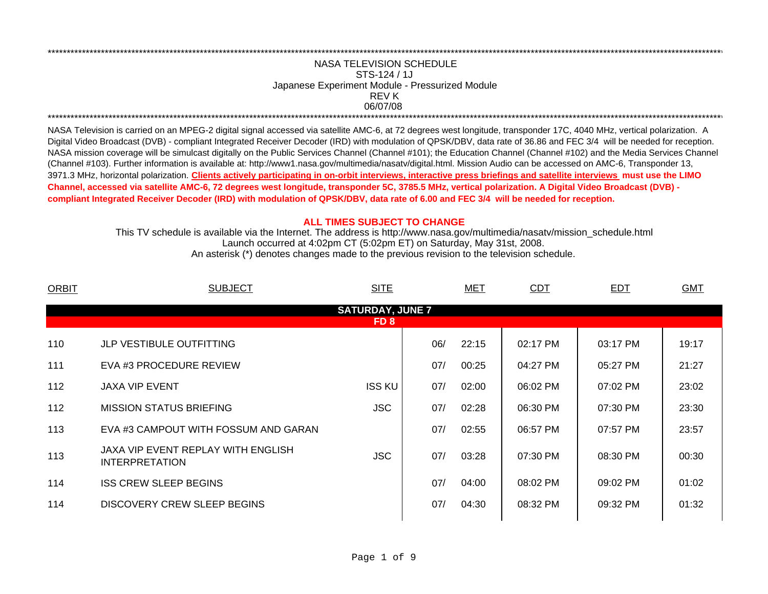NASA TELEVISION SCHEDULE
STS-124 / 1J
Japanese Experiment Module - Pressurized Module
REV K
06/07/08

NASA Television is carried on an MPEG-2 digital signal accessed via satellite AMC-6, at 72 degrees west longitude, transponder 17C, 4040 MHz, vertical polarization. A Digital Video Broadcast (DVB) - compliant Integrated Receiver Decoder (IRD) with modulation of QPSK/DBV, data rate of 36.86 and FEC 3/4 will be needed for reception. NASA mission coverage will be simulcast digitally on the Public Services Channel (Channel #101); the Education Channel (Channel #102) and the Media Services Channel (Channel #103). Further information is available at: http://www1.nasa.gov/multimedia/nasatv/digital.html. Mission Audio can be accessed on AMC-6, Transponder 13, 3971.3 MHz, horizontal polarization. **Clients actively participating in on-orbit interviews, interactive press briefings and satellite interviews must use the LIMO Channel, accessed via satellite AMC-6, 72 degrees west longitude, transponder 5C, 3785.5 MHz, vertical polarization. A Digital Video Broadcast (DVB) - compliant Integrated Receiver Decoder (IRD) with modulation of QPSK/DBV, data rate of 6.00 and FEC 3/4 will be needed for reception.**

**ALL TIMES SUBJECT TO CHANGE**

This TV schedule is available via the Internet. The address is http://www.nasa.gov/multimedia/nasatv/mission_schedule.html
Launch occurred at 4:02pm CT (5:02pm ET) on Saturday, May 31st, 2008.
An asterisk (*) denotes changes made to the previous revision to the television schedule.

| ORBIT | SUBJECT | SITE | MET | | CDT | EDT | GMT |
|---|---|---|---|---|---|---|---|
| | **SATURDAY, JUNE 7** | | | | | | |
| | **FD 8** | | | | | | |
| 110 | JLP VESTIBULE OUTFITTING | | 06/ | 22:15 | 02:17 PM | 03:17 PM | 19:17 |
| 111 | EVA #3 PROCEDURE REVIEW | | 07/ | 00:25 | 04:27 PM | 05:27 PM | 21:27 |
| 112 | JAXA VIP EVENT | ISS KU | 07/ | 02:00 | 06:02 PM | 07:02 PM | 23:02 |
| 112 | MISSION STATUS BRIEFING | JSC | 07/ | 02:28 | 06:30 PM | 07:30 PM | 23:30 |
| 113 | EVA #3 CAMPOUT WITH FOSSUM AND GARAN | | 07/ | 02:55 | 06:57 PM | 07:57 PM | 23:57 |
| 113 | JAXA VIP EVENT REPLAY WITH ENGLISH INTERPRETATION | JSC | 07/ | 03:28 | 07:30 PM | 08:30 PM | 00:30 |
| 114 | ISS CREW SLEEP BEGINS | | 07/ | 04:00 | 08:02 PM | 09:02 PM | 01:02 |
| 114 | DISCOVERY CREW SLEEP BEGINS | | 07/ | 04:30 | 08:32 PM | 09:32 PM | 01:32 |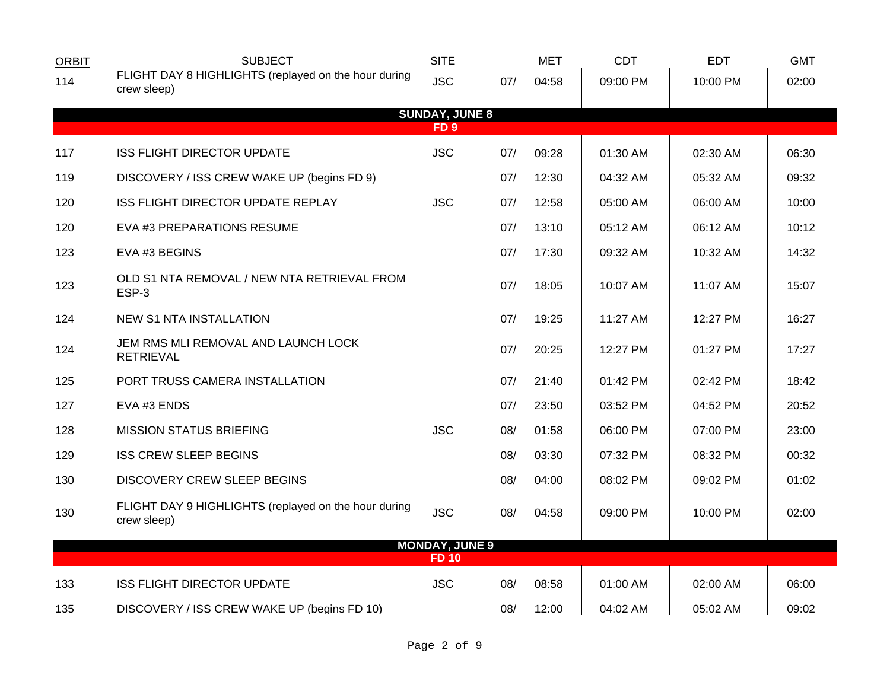| ORBIT | SUBJECT | SITE | | MET | CDT | EDT | GMT |
|---|---|---|---|---|---|---|---|
| 114 | FLIGHT DAY 8 HIGHLIGHTS (replayed on the hour during crew sleep) | JSC | 07/ | 04:58 | 09:00 PM | 10:00 PM | 02:00 |
| | **SUNDAY, JUNE 8** | | | | | | |
| | **FD 9** | | | | | | |
| 117 | ISS FLIGHT DIRECTOR UPDATE | JSC | 07/ | 09:28 | 01:30 AM | 02:30 AM | 06:30 |
| 119 | DISCOVERY / ISS CREW WAKE UP (begins FD 9) | | 07/ | 12:30 | 04:32 AM | 05:32 AM | 09:32 |
| 120 | ISS FLIGHT DIRECTOR UPDATE REPLAY | JSC | 07/ | 12:58 | 05:00 AM | 06:00 AM | 10:00 |
| 120 | EVA #3 PREPARATIONS RESUME | | 07/ | 13:10 | 05:12 AM | 06:12 AM | 10:12 |
| 123 | EVA #3 BEGINS | | 07/ | 17:30 | 09:32 AM | 10:32 AM | 14:32 |
| 123 | OLD S1 NTA REMOVAL / NEW NTA RETRIEVAL FROM ESP-3 | | 07/ | 18:05 | 10:07 AM | 11:07 AM | 15:07 |
| 124 | NEW S1 NTA INSTALLATION | | 07/ | 19:25 | 11:27 AM | 12:27 PM | 16:27 |
| 124 | JEM RMS MLI REMOVAL AND LAUNCH LOCK RETRIEVAL | | 07/ | 20:25 | 12:27 PM | 01:27 PM | 17:27 |
| 125 | PORT TRUSS CAMERA INSTALLATION | | 07/ | 21:40 | 01:42 PM | 02:42 PM | 18:42 |
| 127 | EVA #3 ENDS | | 07/ | 23:50 | 03:52 PM | 04:52 PM | 20:52 |
| 128 | MISSION STATUS BRIEFING | JSC | 08/ | 01:58 | 06:00 PM | 07:00 PM | 23:00 |
| 129 | ISS CREW SLEEP BEGINS | | 08/ | 03:30 | 07:32 PM | 08:32 PM | 00:32 |
| 130 | DISCOVERY CREW SLEEP BEGINS | | 08/ | 04:00 | 08:02 PM | 09:02 PM | 01:02 |
| 130 | FLIGHT DAY 9 HIGHLIGHTS (replayed on the hour during crew sleep) | JSC | 08/ | 04:58 | 09:00 PM | 10:00 PM | 02:00 |
| | **MONDAY, JUNE 9** | | | | | | |
| | **FD 10** | | | | | | |
| 133 | ISS FLIGHT DIRECTOR UPDATE | JSC | 08/ | 08:58 | 01:00 AM | 02:00 AM | 06:00 |
| 135 | DISCOVERY / ISS CREW WAKE UP (begins FD 10) | | 08/ | 12:00 | 04:02 AM | 05:02 AM | 09:02 |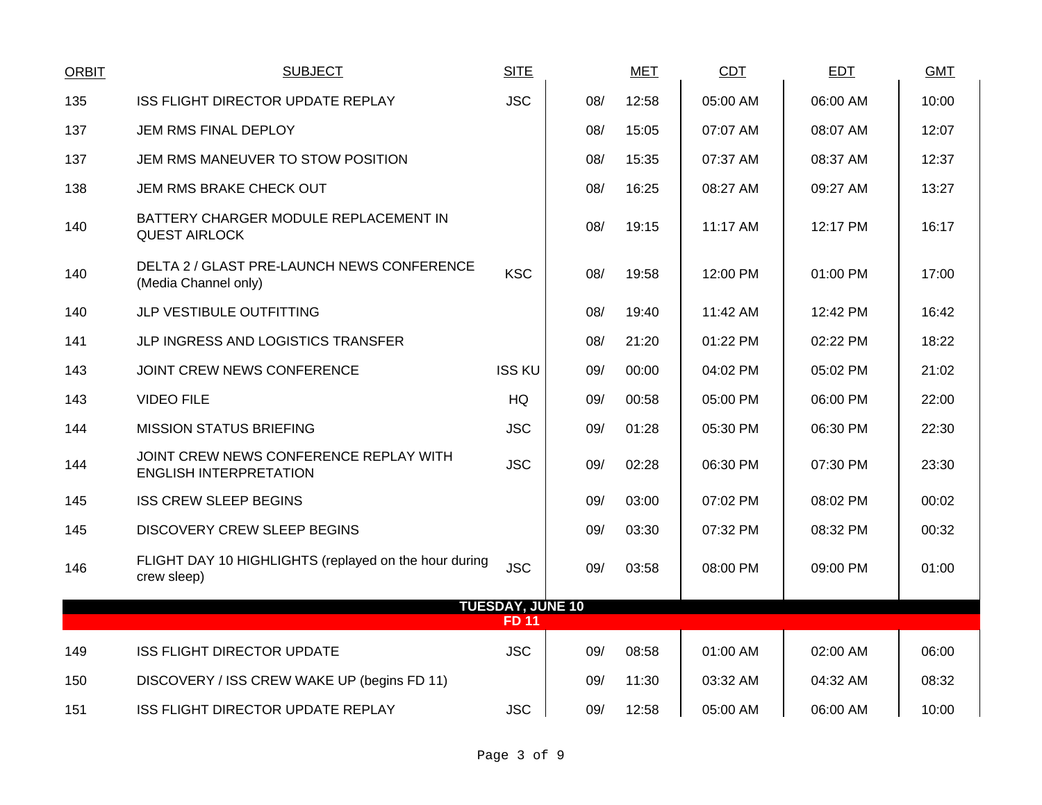| ORBIT | SUBJECT | SITE | MET | | CDT | EDT | GMT |
|---|---|---|---|---|---|---|---|
| 135 | ISS FLIGHT DIRECTOR UPDATE REPLAY | JSC | 08/ | 12:58 | 05:00 AM | 06:00 AM | 10:00 |
| 137 | JEM RMS FINAL DEPLOY | | 08/ | 15:05 | 07:07 AM | 08:07 AM | 12:07 |
| 137 | JEM RMS MANEUVER TO STOW POSITION | | 08/ | 15:35 | 07:37 AM | 08:37 AM | 12:37 |
| 138 | JEM RMS BRAKE CHECK OUT | | 08/ | 16:25 | 08:27 AM | 09:27 AM | 13:27 |
| 140 | BATTERY CHARGER MODULE REPLACEMENT IN QUEST AIRLOCK | | 08/ | 19:15 | 11:17 AM | 12:17 PM | 16:17 |
| 140 | DELTA 2 / GLAST PRE-LAUNCH NEWS CONFERENCE (Media Channel only) | KSC | 08/ | 19:58 | 12:00 PM | 01:00 PM | 17:00 |
| 140 | JLP VESTIBULE OUTFITTING | | 08/ | 19:40 | 11:42 AM | 12:42 PM | 16:42 |
| 141 | JLP INGRESS AND LOGISTICS TRANSFER | | 08/ | 21:20 | 01:22 PM | 02:22 PM | 18:22 |
| 143 | JOINT CREW NEWS CONFERENCE | ISS KU | 09/ | 00:00 | 04:02 PM | 05:02 PM | 21:02 |
| 143 | VIDEO FILE | HQ | 09/ | 00:58 | 05:00 PM | 06:00 PM | 22:00 |
| 144 | MISSION STATUS BRIEFING | JSC | 09/ | 01:28 | 05:30 PM | 06:30 PM | 22:30 |
| 144 | JOINT CREW NEWS CONFERENCE REPLAY WITH ENGLISH INTERPRETATION | JSC | 09/ | 02:28 | 06:30 PM | 07:30 PM | 23:30 |
| 145 | ISS CREW SLEEP BEGINS | | 09/ | 03:00 | 07:02 PM | 08:02 PM | 00:02 |
| 145 | DISCOVERY CREW SLEEP BEGINS | | 09/ | 03:30 | 07:32 PM | 08:32 PM | 00:32 |
| 146 | FLIGHT DAY 10 HIGHLIGHTS (replayed on the hour during crew sleep) | JSC | 09/ | 03:58 | 08:00 PM | 09:00 PM | 01:00 |
| | **TUESDAY, JUNE 10** | | | | | | |
| | **FD 11** | | | | | | |
| 149 | ISS FLIGHT DIRECTOR UPDATE | JSC | 09/ | 08:58 | 01:00 AM | 02:00 AM | 06:00 |
| 150 | DISCOVERY / ISS CREW WAKE UP (begins FD 11) | | 09/ | 11:30 | 03:32 AM | 04:32 AM | 08:32 |
| 151 | ISS FLIGHT DIRECTOR UPDATE REPLAY | JSC | 09/ | 12:58 | 05:00 AM | 06:00 AM | 10:00 |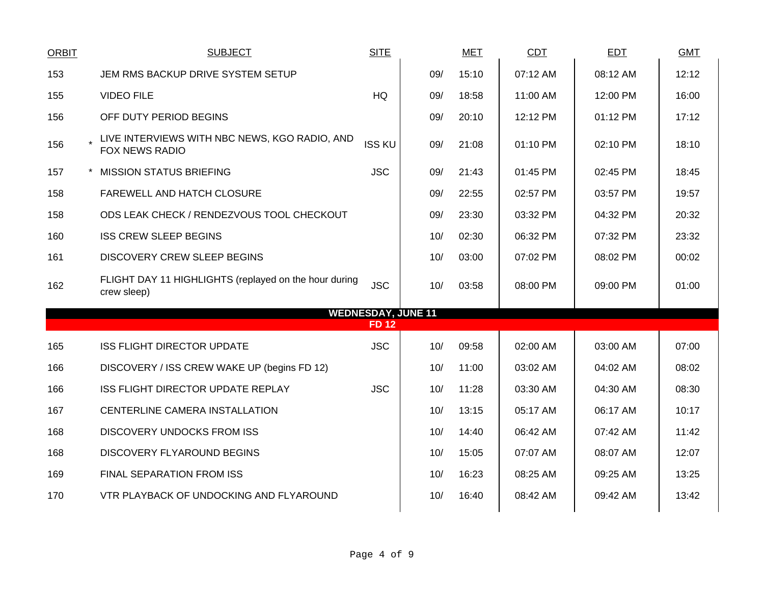| ORBIT | | SUBJECT | SITE | | MET | CDT | EDT | GMT |
|---|---|---|---|---|---|---|---|---|
| 153 | | JEM RMS BACKUP DRIVE SYSTEM SETUP | | 09/ | 15:10 | 07:12 AM | 08:12 AM | 12:12 |
| 155 | | VIDEO FILE | HQ | 09/ | 18:58 | 11:00 AM | 12:00 PM | 16:00 |
| 156 | | OFF DUTY PERIOD BEGINS | | 09/ | 20:10 | 12:12 PM | 01:12 PM | 17:12 |
| 156 | * | LIVE INTERVIEWS WITH NBC NEWS, KGO RADIO, AND FOX NEWS RADIO | ISS KU | 09/ | 21:08 | 01:10 PM | 02:10 PM | 18:10 |
| 157 | * | MISSION STATUS BRIEFING | JSC | 09/ | 21:43 | 01:45 PM | 02:45 PM | 18:45 |
| 158 | | FAREWELL AND HATCH CLOSURE | | 09/ | 22:55 | 02:57 PM | 03:57 PM | 19:57 |
| 158 | | ODS LEAK CHECK / RENDEZVOUS TOOL CHECKOUT | | 09/ | 23:30 | 03:32 PM | 04:32 PM | 20:32 |
| 160 | | ISS CREW SLEEP BEGINS | | 10/ | 02:30 | 06:32 PM | 07:32 PM | 23:32 |
| 161 | | DISCOVERY CREW SLEEP BEGINS | | 10/ | 03:00 | 07:02 PM | 08:02 PM | 00:02 |
| 162 | | FLIGHT DAY 11 HIGHLIGHTS (replayed on the hour during crew sleep) | JSC | 10/ | 03:58 | 08:00 PM | 09:00 PM | 01:00 |
| | | **WEDNESDAY, JUNE 11** | | | | | | |
| | | **FD 12** | | | | | | |
| 165 | | ISS FLIGHT DIRECTOR UPDATE | JSC | 10/ | 09:58 | 02:00 AM | 03:00 AM | 07:00 |
| 166 | | DISCOVERY / ISS CREW WAKE UP (begins FD 12) | | 10/ | 11:00 | 03:02 AM | 04:02 AM | 08:02 |
| 166 | | ISS FLIGHT DIRECTOR UPDATE REPLAY | JSC | 10/ | 11:28 | 03:30 AM | 04:30 AM | 08:30 |
| 167 | | CENTERLINE CAMERA INSTALLATION | | 10/ | 13:15 | 05:17 AM | 06:17 AM | 10:17 |
| 168 | | DISCOVERY UNDOCKS FROM ISS | | 10/ | 14:40 | 06:42 AM | 07:42 AM | 11:42 |
| 168 | | DISCOVERY FLYAROUND BEGINS | | 10/ | 15:05 | 07:07 AM | 08:07 AM | 12:07 |
| 169 | | FINAL SEPARATION FROM ISS | | 10/ | 16:23 | 08:25 AM | 09:25 AM | 13:25 |
| 170 | | VTR PLAYBACK OF UNDOCKING AND FLYAROUND | | 10/ | 16:40 | 08:42 AM | 09:42 AM | 13:42 |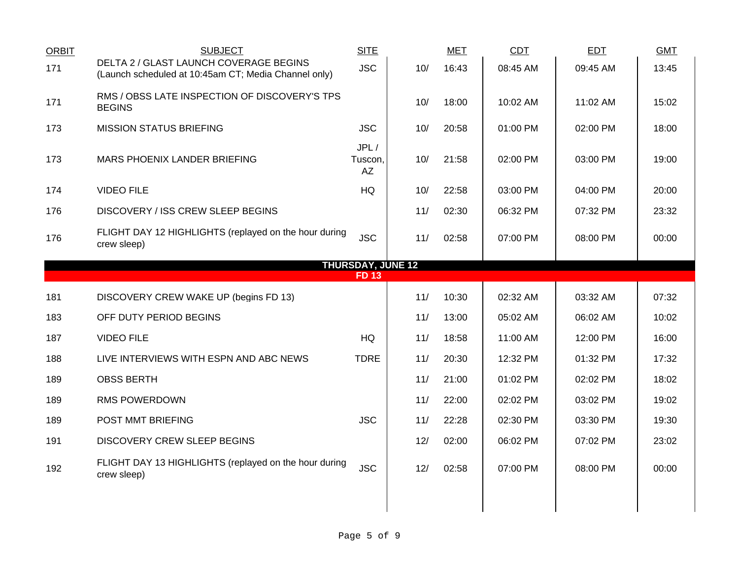| ORBIT | SUBJECT | SITE | | MET | CDT | EDT | GMT |
|---|---|---|---|---|---|---|---|
| 171 | DELTA 2 / GLAST LAUNCH COVERAGE BEGINS (Launch scheduled at 10:45am CT; Media Channel only) | JSC | 10/ | 16:43 | 08:45 AM | 09:45 AM | 13:45 |
| 171 | RMS / OBSS LATE INSPECTION OF DISCOVERY'S TPS BEGINS | | 10/ | 18:00 | 10:02 AM | 11:02 AM | 15:02 |
| 173 | MISSION STATUS BRIEFING | JSC | 10/ | 20:58 | 01:00 PM | 02:00 PM | 18:00 |
| 173 | MARS PHOENIX LANDER BRIEFING | JPL / Tuscon, AZ | 10/ | 21:58 | 02:00 PM | 03:00 PM | 19:00 |
| 174 | VIDEO FILE | HQ | 10/ | 22:58 | 03:00 PM | 04:00 PM | 20:00 |
| 176 | DISCOVERY / ISS CREW SLEEP BEGINS | | 11/ | 02:30 | 06:32 PM | 07:32 PM | 23:32 |
| 176 | FLIGHT DAY 12 HIGHLIGHTS (replayed on the hour during crew sleep) | JSC | 11/ | 02:58 | 07:00 PM | 08:00 PM | 00:00 |
| | **THURSDAY, JUNE 12** | | | | | | |
| | **FD 13** | | | | | | |
| 181 | DISCOVERY CREW WAKE UP (begins FD 13) | | 11/ | 10:30 | 02:32 AM | 03:32 AM | 07:32 |
| 183 | OFF DUTY PERIOD BEGINS | | 11/ | 13:00 | 05:02 AM | 06:02 AM | 10:02 |
| 187 | VIDEO FILE | HQ | 11/ | 18:58 | 11:00 AM | 12:00 PM | 16:00 |
| 188 | LIVE INTERVIEWS WITH ESPN AND ABC NEWS | TDRE | 11/ | 20:30 | 12:32 PM | 01:32 PM | 17:32 |
| 189 | OBSS BERTH | | 11/ | 21:00 | 01:02 PM | 02:02 PM | 18:02 |
| 189 | RMS POWERDOWN | | 11/ | 22:00 | 02:02 PM | 03:02 PM | 19:02 |
| 189 | POST MMT BRIEFING | JSC | 11/ | 22:28 | 02:30 PM | 03:30 PM | 19:30 |
| 191 | DISCOVERY CREW SLEEP BEGINS | | 12/ | 02:00 | 06:02 PM | 07:02 PM | 23:02 |
| 192 | FLIGHT DAY 13 HIGHLIGHTS (replayed on the hour during crew sleep) | JSC | 12/ | 02:58 | 07:00 PM | 08:00 PM | 00:00 |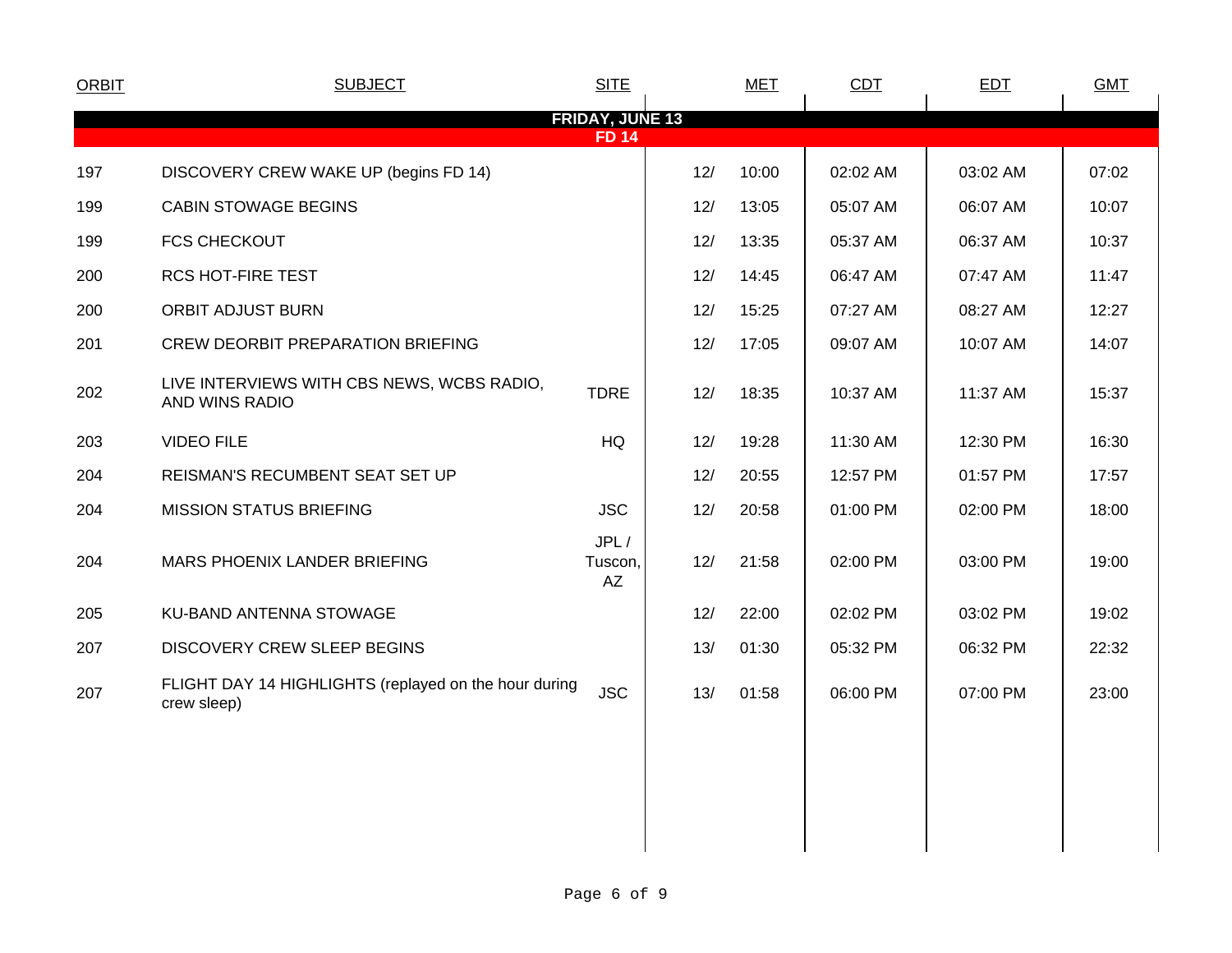| ORBIT | SUBJECT | SITE | MET | | CDT | EDT | GMT |
|---|---|---|---|---|---|---|---|
| **FRIDAY, JUNE 13** | | | | | | | |
| **FD 14** | | | | | | | |
| 197 | DISCOVERY CREW WAKE UP (begins FD 14) | | 12/ | 10:00 | 02:02 AM | 03:02 AM | 07:02 |
| 199 | CABIN STOWAGE BEGINS | | 12/ | 13:05 | 05:07 AM | 06:07 AM | 10:07 |
| 199 | FCS CHECKOUT | | 12/ | 13:35 | 05:37 AM | 06:37 AM | 10:37 |
| 200 | RCS HOT-FIRE TEST | | 12/ | 14:45 | 06:47 AM | 07:47 AM | 11:47 |
| 200 | ORBIT ADJUST BURN | | 12/ | 15:25 | 07:27 AM | 08:27 AM | 12:27 |
| 201 | CREW DEORBIT PREPARATION BRIEFING | | 12/ | 17:05 | 09:07 AM | 10:07 AM | 14:07 |
| 202 | LIVE INTERVIEWS WITH CBS NEWS, WCBS RADIO, AND WINS RADIO | TDRE | 12/ | 18:35 | 10:37 AM | 11:37 AM | 15:37 |
| 203 | VIDEO FILE | HQ | 12/ | 19:28 | 11:30 AM | 12:30 PM | 16:30 |
| 204 | REISMAN'S RECUMBENT SEAT SET UP | | 12/ | 20:55 | 12:57 PM | 01:57 PM | 17:57 |
| 204 | MISSION STATUS BRIEFING | JSC | 12/ | 20:58 | 01:00 PM | 02:00 PM | 18:00 |
| 204 | MARS PHOENIX LANDER BRIEFING | JPL / Tuscon, AZ | 12/ | 21:58 | 02:00 PM | 03:00 PM | 19:00 |
| 205 | KU-BAND ANTENNA STOWAGE | | 12/ | 22:00 | 02:02 PM | 03:02 PM | 19:02 |
| 207 | DISCOVERY CREW SLEEP BEGINS | | 13/ | 01:30 | 05:32 PM | 06:32 PM | 22:32 |
| 207 | FLIGHT DAY 14 HIGHLIGHTS (replayed on the hour during crew sleep) | JSC | 13/ | 01:58 | 06:00 PM | 07:00 PM | 23:00 |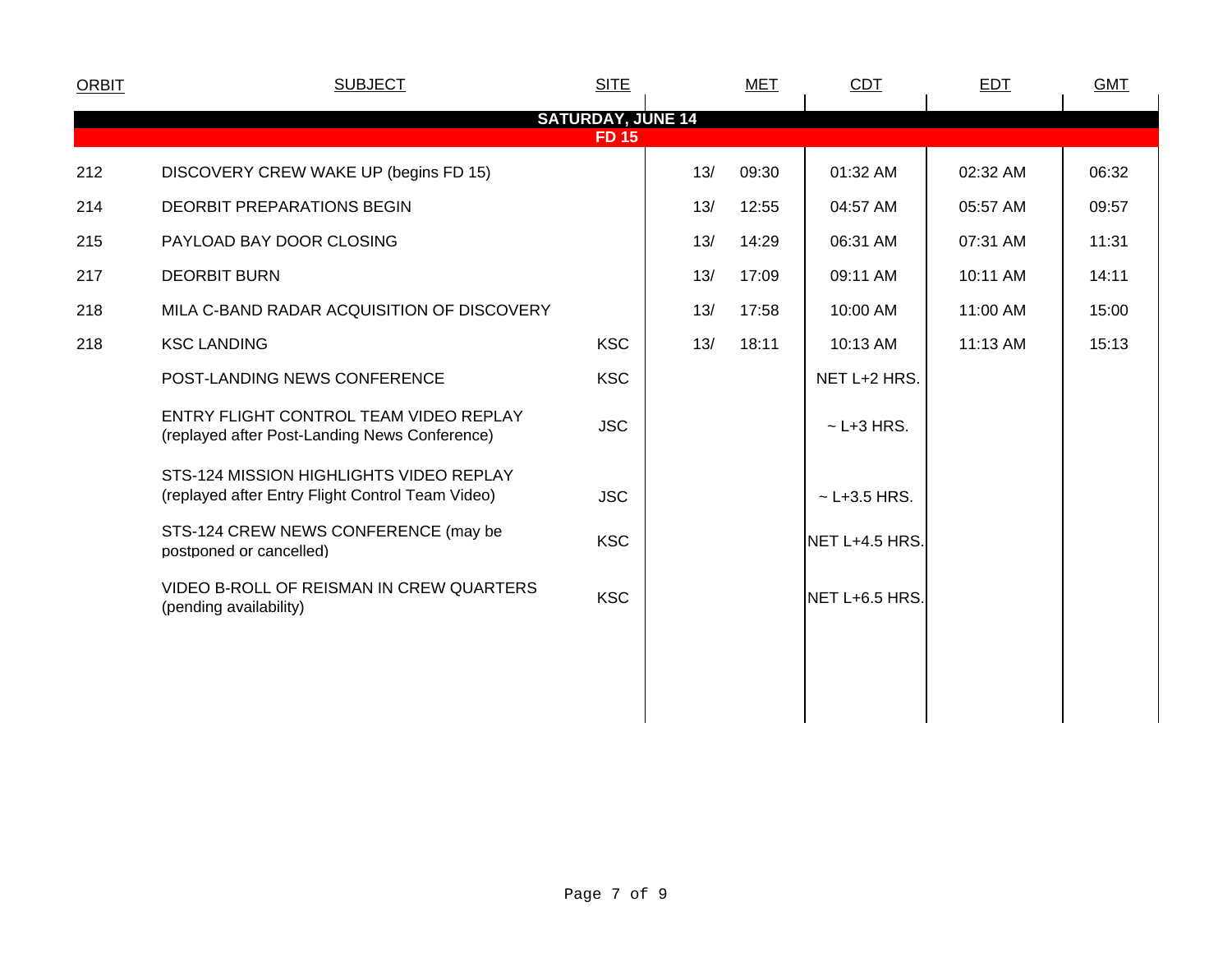| ORBIT | SUBJECT | SITE | MET | | CDT | EDT | GMT |
|---|---|---|---|---|---|---|---|
| **SATURDAY, JUNE 14** | | | | | | | |
| **FD 15** | | | | | | | |
| 212 | DISCOVERY CREW WAKE UP (begins FD 15) | | 13/ | 09:30 | 01:32 AM | 02:32 AM | 06:32 |
| 214 | DEORBIT PREPARATIONS BEGIN | | 13/ | 12:55 | 04:57 AM | 05:57 AM | 09:57 |
| 215 | PAYLOAD BAY DOOR CLOSING | | 13/ | 14:29 | 06:31 AM | 07:31 AM | 11:31 |
| 217 | DEORBIT BURN | | 13/ | 17:09 | 09:11 AM | 10:11 AM | 14:11 |
| 218 | MILA C-BAND RADAR ACQUISITION OF DISCOVERY | | 13/ | 17:58 | 10:00 AM | 11:00 AM | 15:00 |
| 218 | KSC LANDING | KSC | 13/ | 18:11 | 10:13 AM | 11:13 AM | 15:13 |
| | POST-LANDING NEWS CONFERENCE | KSC | | | NET L+2 HRS. | | |
| | ENTRY FLIGHT CONTROL TEAM VIDEO REPLAY (replayed after Post-Landing News Conference) | JSC | | | ~ L+3 HRS. | | |
| | STS-124 MISSION HIGHLIGHTS VIDEO REPLAY (replayed after Entry Flight Control Team Video) | JSC | | | ~ L+3.5 HRS. | | |
| | STS-124 CREW NEWS CONFERENCE (may be postponed or cancelled) | KSC | | | NET L+4.5 HRS. | | |
| | VIDEO B-ROLL OF REISMAN IN CREW QUARTERS (pending availability) | KSC | | | NET L+6.5 HRS. | | |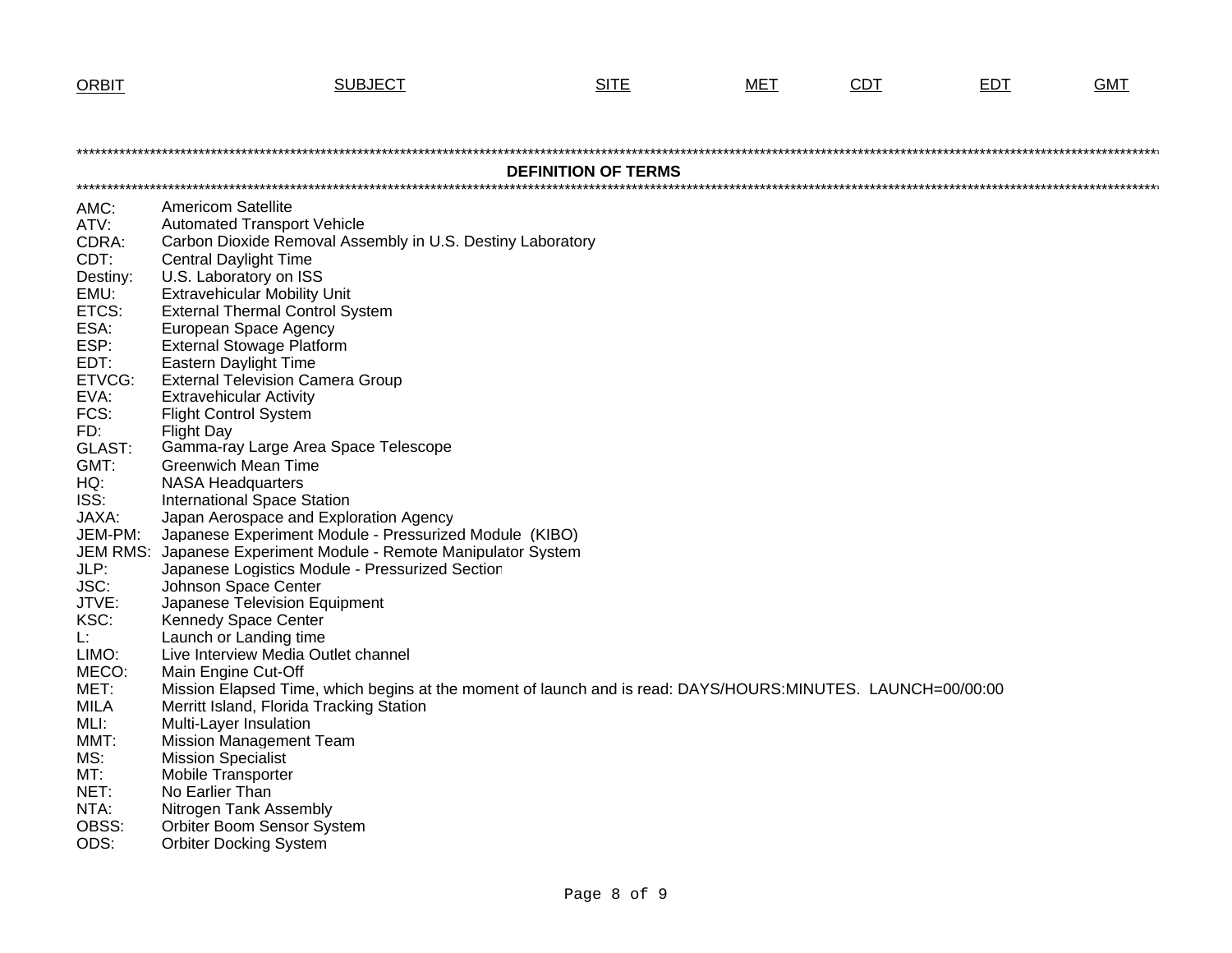| ORBIT | SUBJECT | SITE | MET | CDT | EDT | GMT |
|---|---|---|---|---|---|---|

## DEFINITION OF TERMS

| | |
|---|---|
| AMC: | Americom Satellite |
| ATV: | Automated Transport Vehicle |
| CDRA: | Carbon Dioxide Removal Assembly in U.S. Destiny Laboratory |
| CDT: | Central Daylight Time |
| Destiny: | U.S. Laboratory on ISS |
| EMU: | Extravehicular Mobility Unit |
| ETCS: | External Thermal Control System |
| ESA: | European Space Agency |
| ESP: | External Stowage Platform |
| EDT: | Eastern Daylight Time |
| ETVCG: | External Television Camera Group |
| EVA: | Extravehicular Activity |
| FCS: | Flight Control System |
| FD: | Flight Day |
| GLAST: | Gamma-ray Large Area Space Telescope |
| GMT: | Greenwich Mean Time |
| HQ: | NASA Headquarters |
| ISS: | International Space Station |
| JAXA: | Japan Aerospace and Exploration Agency |
| JEM-PM: | Japanese Experiment Module - Pressurized Module (KIBO) |
| JEM RMS: | Japanese Experiment Module - Remote Manipulator System |
| JLP: | Japanese Logistics Module - Pressurized Section |
| JSC: | Johnson Space Center |
| JTVE: | Japanese Television Equipment |
| KSC: | Kennedy Space Center |
| L: | Launch or Landing time |
| LIMO: | Live Interview Media Outlet channel |
| MECO: | Main Engine Cut-Off |
| MET: | Mission Elapsed Time, which begins at the moment of launch and is read: DAYS/HOURS:MINUTES. LAUNCH=00/00:00 |
| MILA | Merritt Island, Florida Tracking Station |
| MLI: | Multi-Layer Insulation |
| MMT: | Mission Management Team |
| MS: | Mission Specialist |
| MT: | Mobile Transporter |
| NET: | No Earlier Than |
| NTA: | Nitrogen Tank Assembly |
| OBSS: | Orbiter Boom Sensor System |
| ODS: | Orbiter Docking System |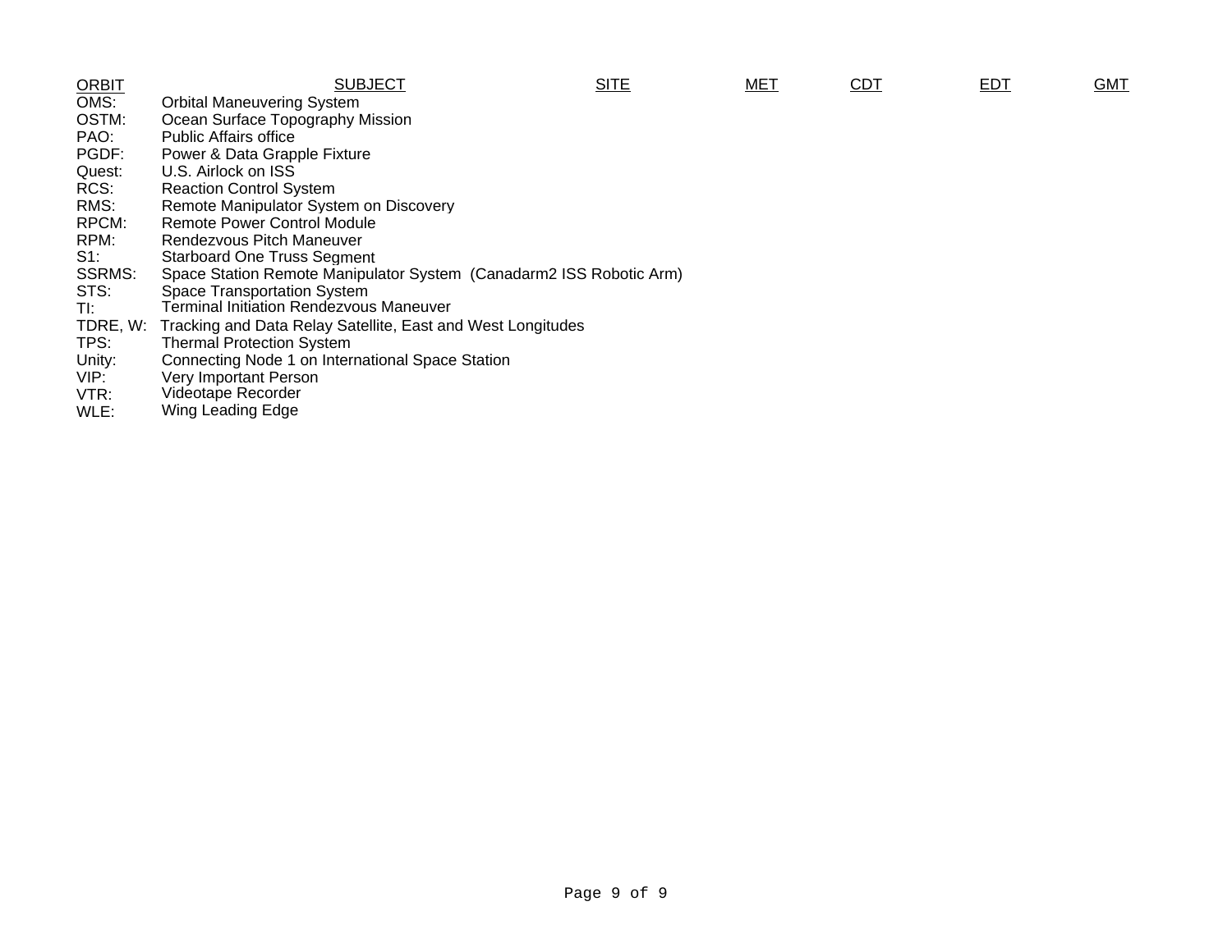| ORBIT | SUBJECT | SITE | MET | CDT | EDT | GMT |
|---|---|---|---|---|---|---|
| OMS: | Orbital Maneuvering System | | | | | |
| OSTM: | Ocean Surface Topography Mission | | | | | |
| PAO: | Public Affairs office | | | | | |
| PGDF: | Power & Data Grapple Fixture | | | | | |
| Quest: | U.S. Airlock on ISS | | | | | |
| RCS: | Reaction Control System | | | | | |
| RMS: | Remote Manipulator System on Discovery | | | | | |
| RPCM: | Remote Power Control Module | | | | | |
| RPM: | Rendezvous Pitch Maneuver | | | | | |
| S1: | Starboard One Truss Segment | | | | | |
| SSRMS: | Space Station Remote Manipulator System (Canadarm2 ISS Robotic Arm) | | | | | |
| STS: | Space Transportation System | | | | | |
| TI: | Terminal Initiation Rendezvous Maneuver | | | | | |
| TDRE, W: | Tracking and Data Relay Satellite, East and West Longitudes | | | | | |
| TPS: | Thermal Protection System | | | | | |
| Unity: | Connecting Node 1 on International Space Station | | | | | |
| VIP: | Very Important Person | | | | | |
| VTR: | Videotape Recorder | | | | | |
| WLE: | Wing Leading Edge | | | | | |